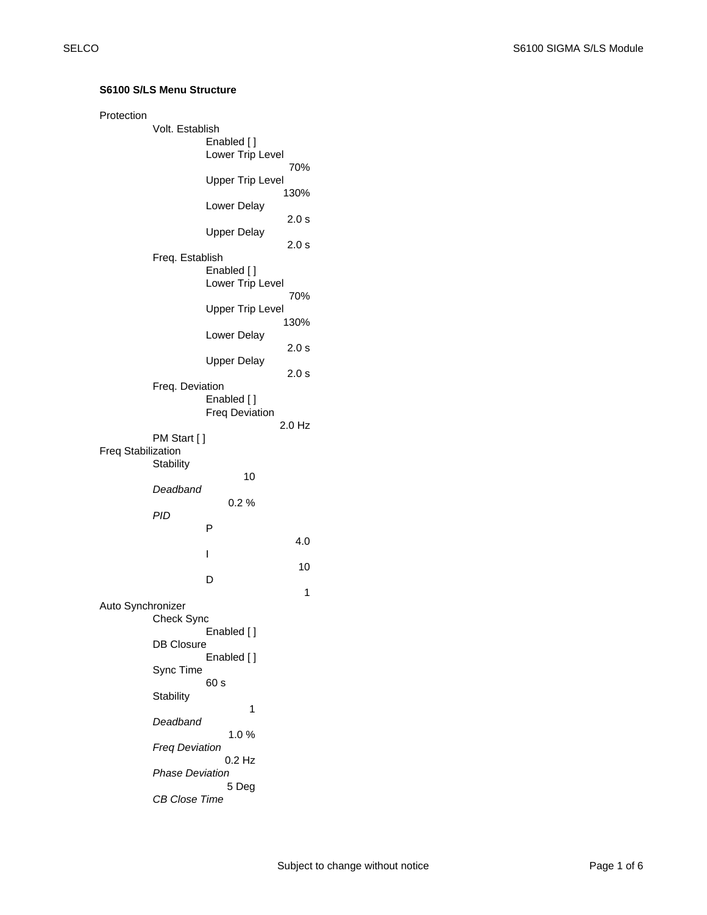**S6100 S/LS Menu Structure**

- Protection
  - Volt. Establish
    - Enabled [ ]
    - Lower Trip Level
      - 70%
    - Upper Trip Level
      - 130%
    - Lower Delay
      - 2.0 s
    - Upper Delay
      - 2.0 s
  - Freq. Establish
    - Enabled [ ]
    - Lower Trip Level
      - 70%
    - Upper Trip Level
      - 130%
    - Lower Delay
      - 2.0 s
    - Upper Delay
      - 2.0 s
  - Freq. Deviation
    - Enabled [ ]
    - Freq Deviation
      - 2.0 Hz
  - PM Start [ ]
- Freq Stabilization
  - Stability
    - 10
  - *Deadband*
    - 0.2 %
  - *PID*
    - P
      - 4.0
    - I
      - 10
    - D
      - 1
- Auto Synchronizer
  - Check Sync
    - Enabled [ ]
  - DB Closure
    - Enabled [ ]
  - Sync Time
    - 60 s
  - Stability
    - 1
  - *Deadband*
    - 1.0 %
  - *Freq Deviation*
    - 0.2 Hz
  - *Phase Deviation*
    - 5 Deg
  - *CB Close Time*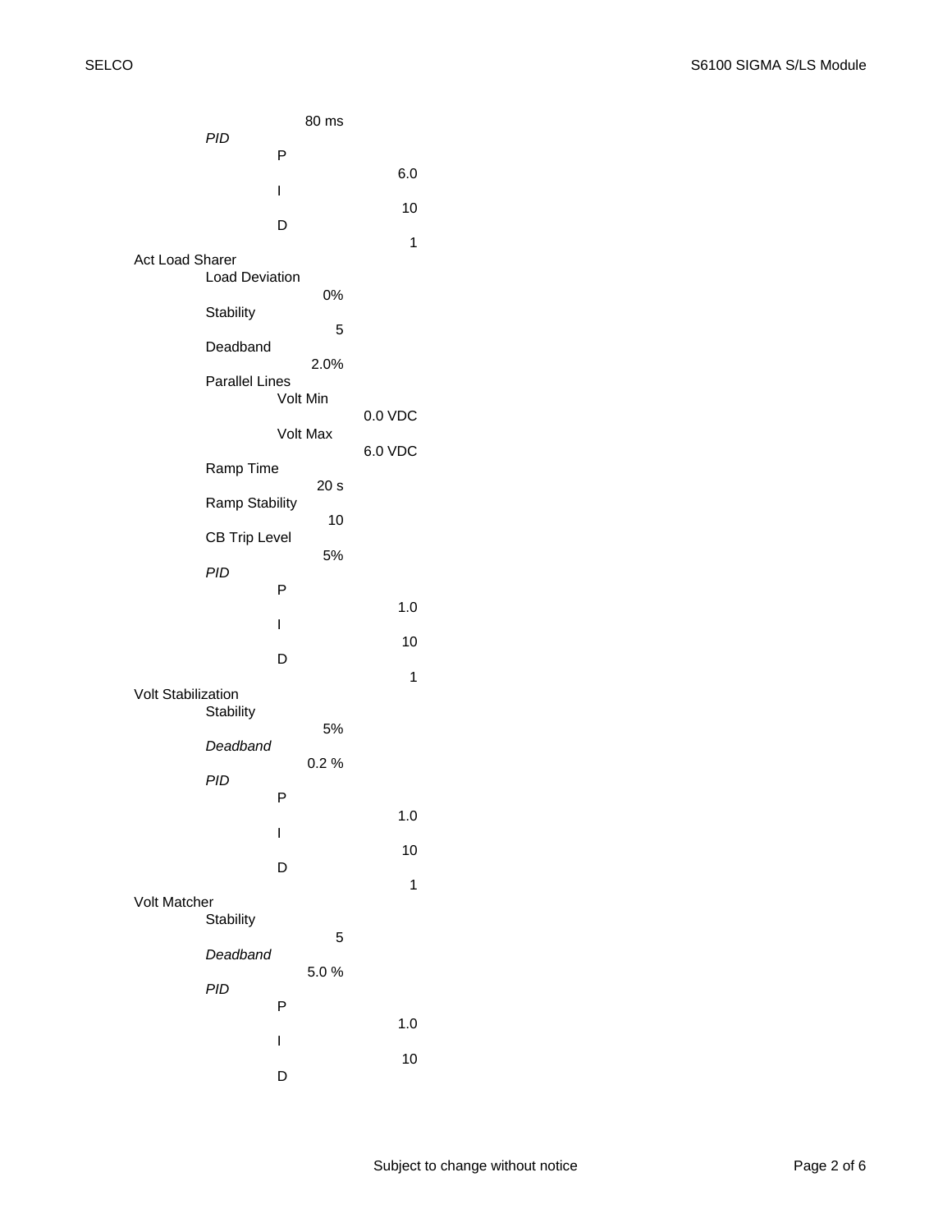80 ms

*PID*

- P
  - 6.0
- I
  - 10
- D
  - 1

Act Load Sharer

- Load Deviation
  - 0%
- Stability
  - 5
- Deadband
  - 2.0%
- Parallel Lines
  - Volt Min
    - 0.0 VDC
  - Volt Max
    - 6.0 VDC
- Ramp Time
  - 20 s
- Ramp Stability
  - 10
- CB Trip Level
  - 5%
- *PID*
  - P
    - 1.0
  - I
    - 10
  - D
    - 1

Volt Stabilization

- Stability
  - 5%
- *Deadband*
  - 0.2 %
- *PID*
  - P
    - 1.0
  - I
    - 10
  - D
    - 1

Volt Matcher

- Stability
  - 5
- *Deadband*
  - 5.0 %
- *PID*
  - P
    - 1.0
  - I
    - 10
  - D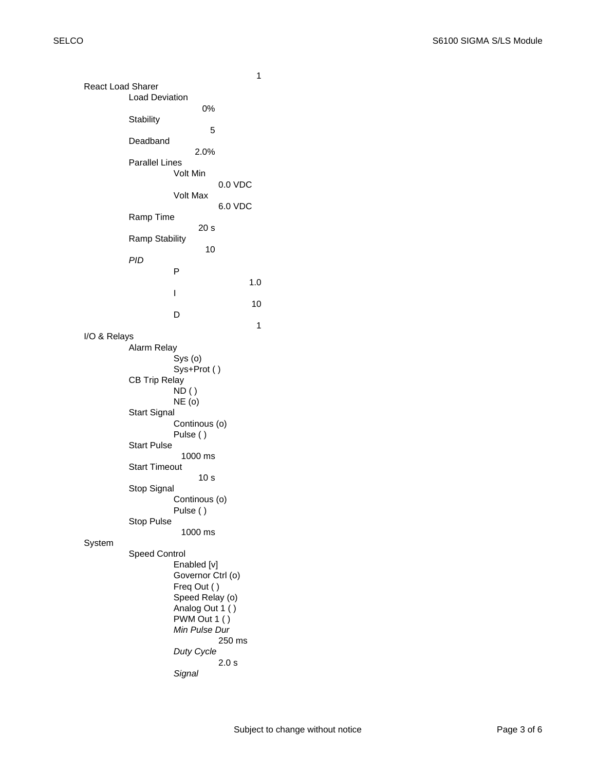1

React Load Sharer

- Load Deviation
  - 0%
- Stability
  - 5
- Deadband
  - 2.0%
- Parallel Lines
  - Volt Min
    - 0.0 VDC
  - Volt Max
    - 6.0 VDC
- Ramp Time
  - 20 s
- Ramp Stability
  - 10
- *PID*
  - P
    - 1.0
  - I
    - 10
  - D
    - 1

I/O & Relays

- Alarm Relay
  - Sys (o)
  - Sys+Prot ( )
- CB Trip Relay
  - ND ( )
  - NE (o)
- Start Signal
  - Continous (o)
  - Pulse ( )
- Start Pulse
  - 1000 ms
- Start Timeout
  - 10 s
- Stop Signal
  - Continous (o)
  - Pulse ( )
- Stop Pulse
  - 1000 ms

System

- Speed Control
  - Enabled [v]
  - Governor Ctrl (o)
  - Freq Out ( )
  - Speed Relay (o)
  - Analog Out 1 ( )
  - PWM Out 1 ( )
  - *Min Pulse Dur*
    - 250 ms
  - *Duty Cycle*
    - 2.0 s
  - *Signal*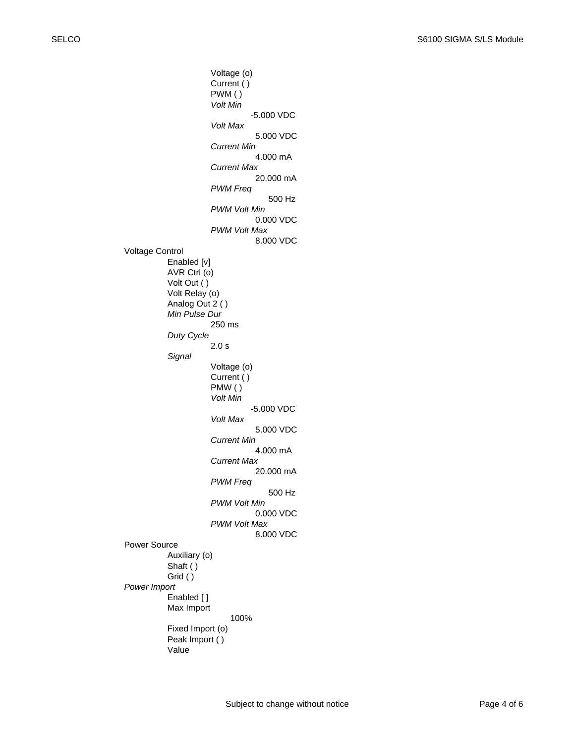Voltage (o)
Current ( )
PWM ( )
*Volt Min*
-5.000 VDC
*Volt Max*
5.000 VDC
*Current Min*
4.000 mA
*Current Max*
20.000 mA
*PWM Freq*
500 Hz
*PWM Volt Min*
0.000 VDC
*PWM Volt Max*
8.000 VDC

Voltage Control
- Enabled [v]
- AVR Ctrl (o)
- Volt Out ( )
- Volt Relay (o)
- Analog Out 2 ( )
- *Min Pulse Dur*
  - 250 ms
- *Duty Cycle*
  - 2.0 s
- *Signal*
  - Voltage (o)
  - Current ( )
  - PMW ( )
  - *Volt Min*
    - -5.000 VDC
  - *Volt Max*
    - 5.000 VDC
  - *Current Min*
    - 4.000 mA
  - *Current Max*
    - 20.000 mA
  - *PWM Freq*
    - 500 Hz
  - *PWM Volt Min*
    - 0.000 VDC
  - *PWM Volt Max*
    - 8.000 VDC

Power Source
- Auxiliary (o)
- Shaft ( )
- Grid ( )

*Power Import*
- Enabled [ ]
- Max Import
  - 100%
- Fixed Import (o)
- Peak Import ( )
- Value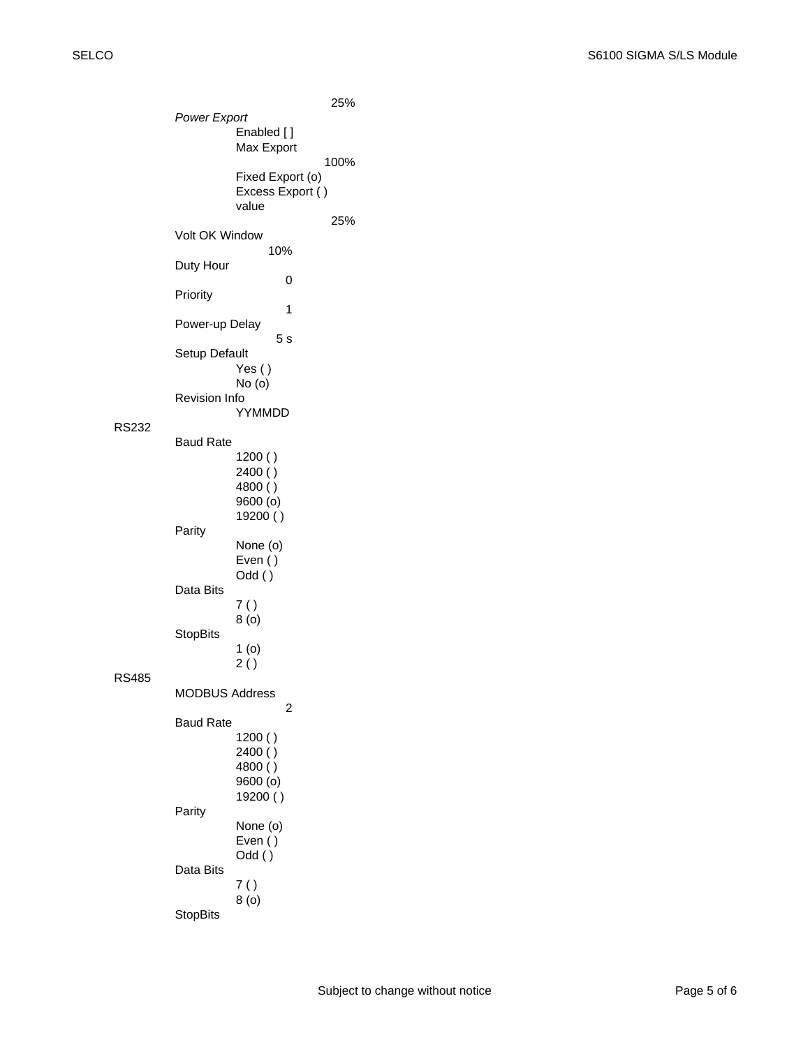25%

*Power Export*

- Enabled [ ]
- Max Export
  - 100%
- Fixed Export (o)
- Excess Export ( )
- value
  - 25%

Volt OK Window

- 10%

Duty Hour

- 0

Priority

- 1

Power-up Delay

- 5 s

Setup Default

- Yes ( )
- No (o)

Revision Info

- YYMMDD

RS232

- Baud Rate
  - 1200 ( )
  - 2400 ( )
  - 4800 ( )
  - 9600 (o)
  - 19200 ( )
- Parity
  - None (o)
  - Even ( )
  - Odd ( )
- Data Bits
  - 7 ( )
  - 8 (o)
- StopBits
  - 1 (o)
  - 2 ( )

RS485

- MODBUS Address
  - 2
- Baud Rate
  - 1200 ( )
  - 2400 ( )
  - 4800 ( )
  - 9600 (o)
  - 19200 ( )
- Parity
  - None (o)
  - Even ( )
  - Odd ( )
- Data Bits
  - 7 ( )
  - 8 (o)
- StopBits

Subject to change without notice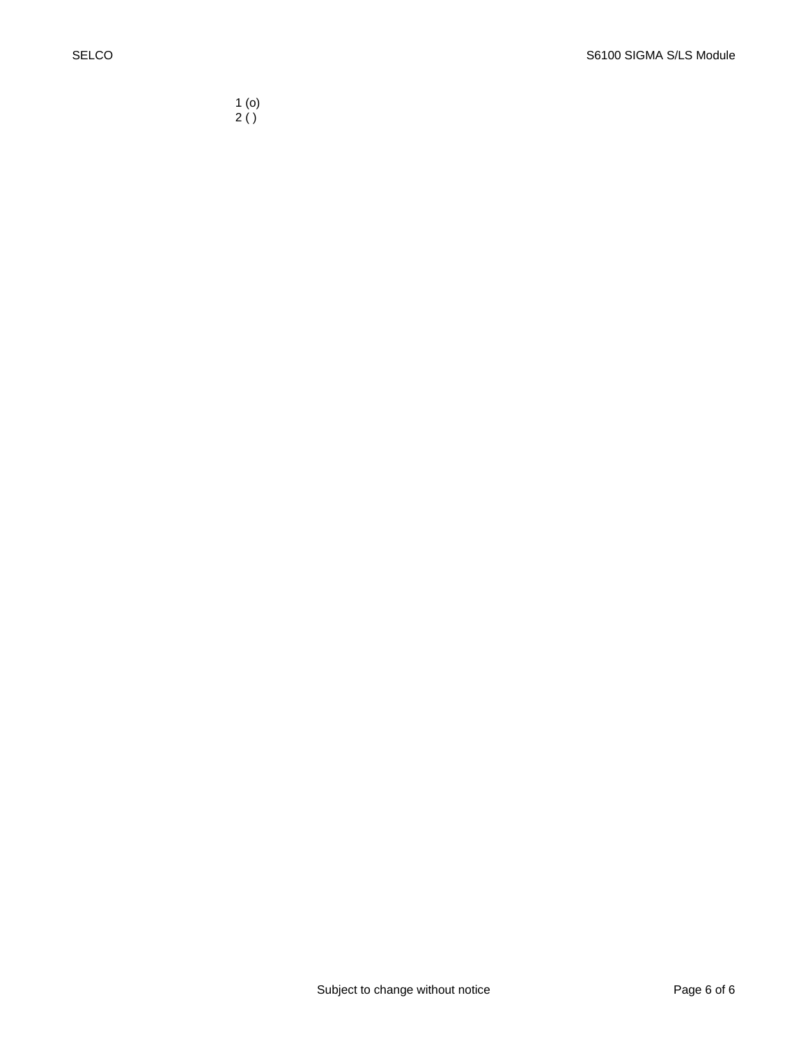1 (o)
2 ( )